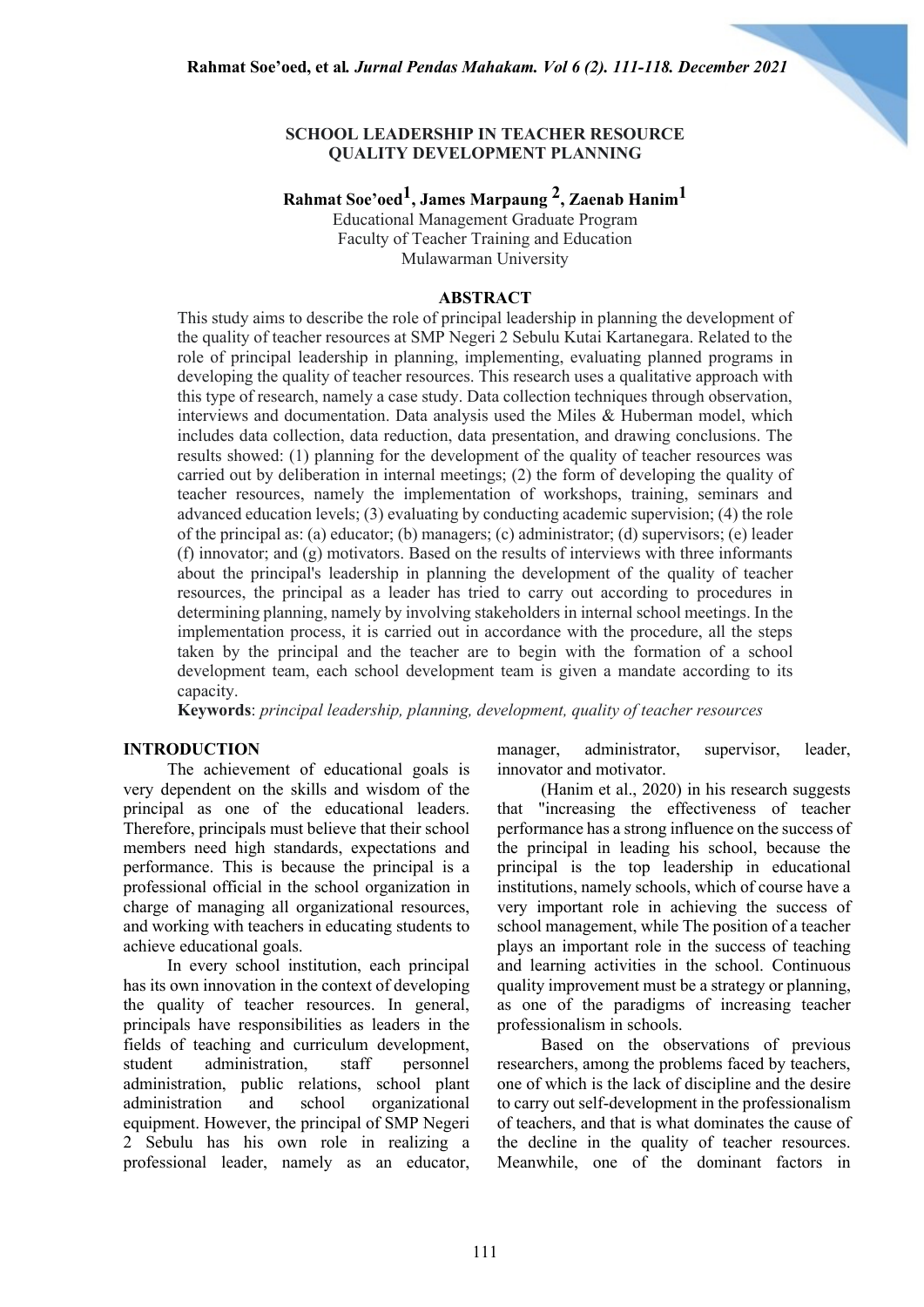# SCHOOL LEADERSHIP IN TEACHER RESOURCE QUALITY DEVELOPMENT PLANNING

**Rahmat Soe'oed[1], James Marpaung [2], Zaenab Hanim[1]**

Educational Management Graduate Program
Faculty of Teacher Training and Education
Mulawarman University

## ABSTRACT

This study aims to describe the role of principal leadership in planning the development of the quality of teacher resources at SMP Negeri 2 Sebulu Kutai Kartanegara. Related to the role of principal leadership in planning, implementing, evaluating planned programs in developing the quality of teacher resources. This research uses a qualitative approach with this type of research, namely a case study. Data collection techniques through observation, interviews and documentation. Data analysis used the Miles & Huberman model, which includes data collection, data reduction, data presentation, and drawing conclusions. The results showed: (1) planning for the development of the quality of teacher resources was carried out by deliberation in internal meetings; (2) the form of developing the quality of teacher resources, namely the implementation of workshops, training, seminars and advanced education levels; (3) evaluating by conducting academic supervision; (4) the role of the principal as: (a) educator; (b) managers; (c) administrator; (d) supervisors; (e) leader (f) innovator; and (g) motivators. Based on the results of interviews with three informants about the principal's leadership in planning the development of the quality of teacher resources, the principal as a leader has tried to carry out according to procedures in determining planning, namely by involving stakeholders in internal school meetings. In the implementation process, it is carried out in accordance with the procedure, all the steps taken by the principal and the teacher are to begin with the formation of a school development team, each school development team is given a mandate according to its capacity.

**Keywords**: *principal leadership, planning, development, quality of teacher resources*

## INTRODUCTION

The achievement of educational goals is very dependent on the skills and wisdom of the principal as one of the educational leaders. Therefore, principals must believe that their school members need high standards, expectations and performance. This is because the principal is a professional official in the school organization in charge of managing all organizational resources, and working with teachers in educating students to achieve educational goals.

In every school institution, each principal has its own innovation in the context of developing the quality of teacher resources. In general, principals have responsibilities as leaders in the fields of teaching and curriculum development, student administration, staff personnel administration, public relations, school plant administration and school organizational equipment. However, the principal of SMP Negeri 2 Sebulu has his own role in realizing a professional leader, namely as an educator, manager, administrator, supervisor, leader, innovator and motivator.

(Hanim et al., 2020) in his research suggests that "increasing the effectiveness of teacher performance has a strong influence on the success of the principal in leading his school, because the principal is the top leadership in educational institutions, namely schools, which of course have a very important role in achieving the success of school management, while The position of a teacher plays an important role in the success of teaching and learning activities in the school. Continuous quality improvement must be a strategy or planning, as one of the paradigms of increasing teacher professionalism in schools.

Based on the observations of previous researchers, among the problems faced by teachers, one of which is the lack of discipline and the desire to carry out self-development in the professionalism of teachers, and that is what dominates the cause of the decline in the quality of teacher resources. Meanwhile, one of the dominant factors in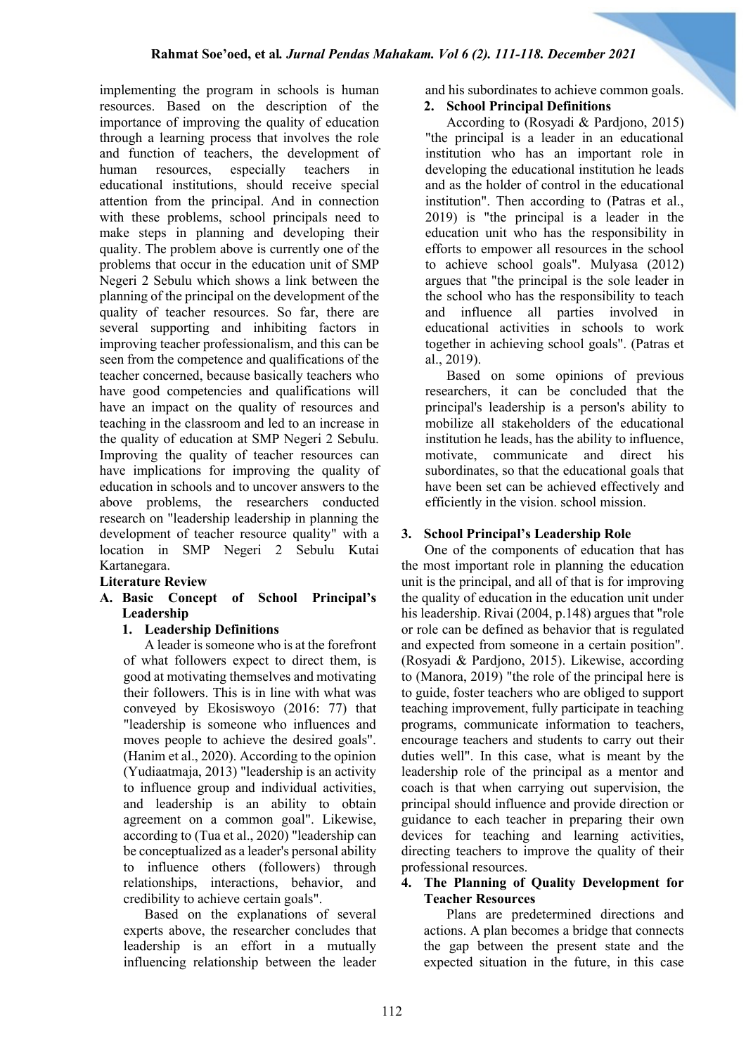implementing the program in schools is human resources. Based on the description of the importance of improving the quality of education through a learning process that involves the role and function of teachers, the development of human resources, especially teachers in educational institutions, should receive special attention from the principal. And in connection with these problems, school principals need to make steps in planning and developing their quality. The problem above is currently one of the problems that occur in the education unit of SMP Negeri 2 Sebulu which shows a link between the planning of the principal on the development of the quality of teacher resources. So far, there are several supporting and inhibiting factors in improving teacher professionalism, and this can be seen from the competence and qualifications of the teacher concerned, because basically teachers who have good competencies and qualifications will have an impact on the quality of resources and teaching in the classroom and led to an increase in the quality of education at SMP Negeri 2 Sebulu. Improving the quality of teacher resources can have implications for improving the quality of education in schools and to uncover answers to the above problems, the researchers conducted research on "leadership leadership in planning the development of teacher resource quality" with a location in SMP Negeri 2 Sebulu Kutai Kartanegara.

## Literature Review

### A. Basic Concept of School Principal's Leadership

#### 1. Leadership Definitions

A leader is someone who is at the forefront of what followers expect to direct them, is good at motivating themselves and motivating their followers. This is in line with what was conveyed by Ekosiswoyo (2016: 77) that "leadership is someone who influences and moves people to achieve the desired goals". (Hanim et al., 2020). According to the opinion (Yudiaatmaja, 2013) "leadership is an activity to influence group and individual activities, and leadership is an ability to obtain agreement on a common goal". Likewise, according to (Tua et al., 2020) "leadership can be conceptualized as a leader's personal ability to influence others (followers) through relationships, interactions, behavior, and credibility to achieve certain goals".

Based on the explanations of several experts above, the researcher concludes that leadership is an effort in a mutually influencing relationship between the leader and his subordinates to achieve common goals.

#### 2. School Principal Definitions

According to (Rosyadi & Pardjono, 2015) "the principal is a leader in an educational institution who has an important role in developing the educational institution he leads and as the holder of control in the educational institution". Then according to (Patras et al., 2019) is "the principal is a leader in the education unit who has the responsibility in efforts to empower all resources in the school to achieve school goals". Mulyasa (2012) argues that "the principal is the sole leader in the school who has the responsibility to teach and influence all parties involved in educational activities in schools to work together in achieving school goals". (Patras et al., 2019).

Based on some opinions of previous researchers, it can be concluded that the principal's leadership is a person's ability to mobilize all stakeholders of the educational institution he leads, has the ability to influence, motivate, communicate and direct his subordinates, so that the educational goals that have been set can be achieved effectively and efficiently in the vision. school mission.

#### 3. School Principal's Leadership Role

One of the components of education that has the most important role in planning the education unit is the principal, and all of that is for improving the quality of education in the education unit under his leadership. Rivai (2004, p.148) argues that "role or role can be defined as behavior that is regulated and expected from someone in a certain position". (Rosyadi & Pardjono, 2015). Likewise, according to (Manora, 2019) "the role of the principal here is to guide, foster teachers who are obliged to support teaching improvement, fully participate in teaching programs, communicate information to teachers, encourage teachers and students to carry out their duties well". In this case, what is meant by the leadership role of the principal as a mentor and coach is that when carrying out supervision, the principal should influence and provide direction or guidance to each teacher in preparing their own devices for teaching and learning activities, directing teachers to improve the quality of their professional resources.

#### 4. The Planning of Quality Development for Teacher Resources

Plans are predetermined directions and actions. A plan becomes a bridge that connects the gap between the present state and the expected situation in the future, in this case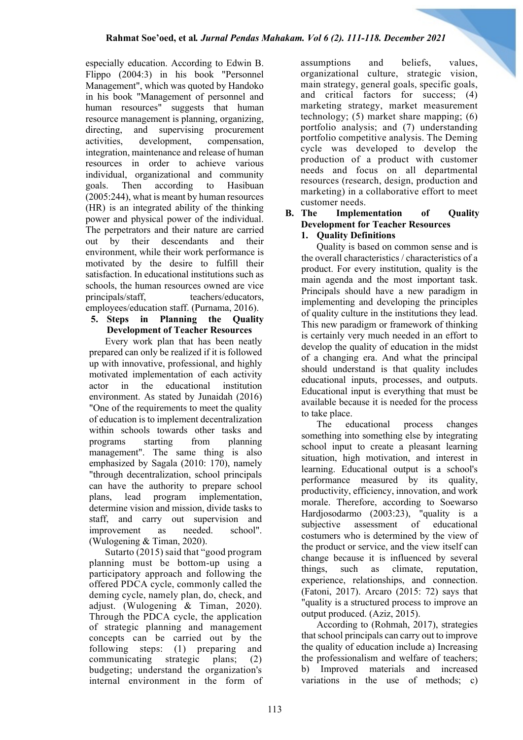especially education. According to Edwin B. Flippo (2004:3) in his book "Personnel Management", which was quoted by Handoko in his book "Management of personnel and human resources" suggests that human resource management is planning, organizing, directing, and supervising procurement activities, development, compensation, integration, maintenance and release of human resources in order to achieve various individual, organizational and community goals. Then according to Hasibuan (2005:244), what is meant by human resources (HR) is an integrated ability of the thinking power and physical power of the individual. The perpetrators and their nature are carried out by their descendants and their environment, while their work performance is motivated by the desire to fulfill their satisfaction. In educational institutions such as schools, the human resources owned are vice principals/staff, teachers/educators, employees/education staff. (Purnama, 2016).

5. **Steps in Planning the Quality Development of Teacher Resources**

Every work plan that has been neatly prepared can only be realized if it is followed up with innovative, professional, and highly motivated implementation of each activity actor in the educational institution environment. As stated by Junaidah (2016) "One of the requirements to meet the quality of education is to implement decentralization within schools towards other tasks and programs starting from planning management". The same thing is also emphasized by Sagala (2010: 170), namely "through decentralization, school principals can have the authority to prepare school plans, lead program implementation, determine vision and mission, divide tasks to staff, and carry out supervision and improvement as needed. school". (Wulogening & Timan, 2020).

Sutarto (2015) said that "good program planning must be bottom-up using a participatory approach and following the offered PDCA cycle, commonly called the deming cycle, namely plan, do, check, and adjust. (Wulogening & Timan, 2020). Through the PDCA cycle, the application of strategic planning and management concepts can be carried out by the following steps: (1) preparing and communicating strategic plans; (2) budgeting; understand the organization's internal environment in the form of assumptions and beliefs, values, organizational culture, strategic vision, main strategy, general goals, specific goals, and critical factors for success; (4) marketing strategy, market measurement technology; (5) market share mapping; (6) portfolio analysis; and (7) understanding portfolio competitive analysis. The Deming cycle was developed to develop the production of a product with customer needs and focus on all departmental resources (research, design, production and marketing) in a collaborative effort to meet customer needs.

## B. The Implementation of Quality Development for Teacher Resources

1. **Quality Definitions**

Quality is based on common sense and is the overall characteristics / characteristics of a product. For every institution, quality is the main agenda and the most important task. Principals should have a new paradigm in implementing and developing the principles of quality culture in the institutions they lead. This new paradigm or framework of thinking is certainly very much needed in an effort to develop the quality of education in the midst of a changing era. And what the principal should understand is that quality includes educational inputs, processes, and outputs. Educational input is everything that must be available because it is needed for the process to take place.

The educational process changes something into something else by integrating school input to create a pleasant learning situation, high motivation, and interest in learning. Educational output is a school's performance measured by its quality, productivity, efficiency, innovation, and work morale. Therefore, according to Soewarso Hardjosodarmo (2003:23), "quality is a subjective assessment of educational costumers who is determined by the view of the product or service, and the view itself can change because it is influenced by several things, such as climate, reputation, experience, relationships, and connection. (Fatoni, 2017). Arcaro (2015: 72) says that "quality is a structured process to improve an output produced. (Aziz, 2015).

According to (Rohmah, 2017), strategies that school principals can carry out to improve the quality of education include a) Increasing the professionalism and welfare of teachers; b) Improved materials and increased variations in the use of methods; c)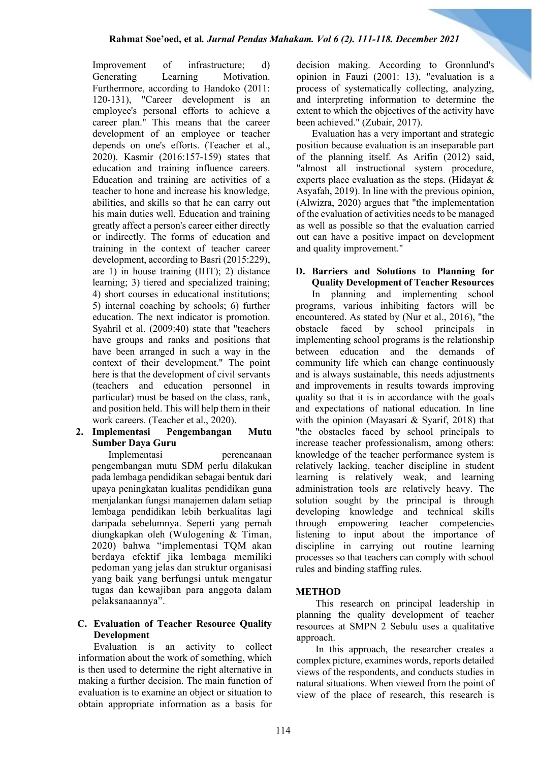Improvement of infrastructure; d) Generating Learning Motivation. Furthermore, according to Handoko (2011: 120-131), "Career development is an employee's personal efforts to achieve a career plan." This means that the career development of an employee or teacher depends on one's efforts. (Teacher et al., 2020). Kasmir (2016:157-159) states that education and training influence careers. Education and training are activities of a teacher to hone and increase his knowledge, abilities, and skills so that he can carry out his main duties well. Education and training greatly affect a person's career either directly or indirectly. The forms of education and training in the context of teacher career development, according to Basri (2015:229), are 1) in house training (IHT); 2) distance learning; 3) tiered and specialized training; 4) short courses in educational institutions; 5) internal coaching by schools; 6) further education. The next indicator is promotion. Syahril et al. (2009:40) state that "teachers have groups and ranks and positions that have been arranged in such a way in the context of their development." The point here is that the development of civil servants (teachers and education personnel in particular) must be based on the class, rank, and position held. This will help them in their work careers. (Teacher et al., 2020).

2. **Implementasi Pengembangan Mutu Sumber Daya Guru**

   Implementasi perencanaan pengembangan mutu SDM perlu dilakukan pada lembaga pendidikan sebagai bentuk dari upaya peningkatan kualitas pendidikan guna menjalankan fungsi manajemen dalam setiap lembaga pendidikan lebih berkualitas lagi daripada sebelumnya. Seperti yang pernah diungkapkan oleh (Wulogening & Timan, 2020) bahwa "implementasi TQM akan berdaya efektif jika lembaga memiliki pedoman yang jelas dan struktur organisasi yang baik yang berfungsi untuk mengatur tugas dan kewajiban para anggota dalam pelaksanaannya".

## C. Evaluation of Teacher Resource Quality Development

Evaluation is an activity to collect information about the work of something, which is then used to determine the right alternative in making a further decision. The main function of evaluation is to examine an object or situation to obtain appropriate information as a basis for decision making. According to Gronnlund's opinion in Fauzi (2001: 13), "evaluation is a process of systematically collecting, analyzing, and interpreting information to determine the extent to which the objectives of the activity have been achieved." (Zubair, 2017).

Evaluation has a very important and strategic position because evaluation is an inseparable part of the planning itself. As Arifin (2012) said, "almost all instructional system procedure, experts place evaluation as the steps. (Hidayat & Asyafah, 2019). In line with the previous opinion, (Alwizra, 2020) argues that "the implementation of the evaluation of activities needs to be managed as well as possible so that the evaluation carried out can have a positive impact on development and quality improvement."

## D. Barriers and Solutions to Planning for Quality Development of Teacher Resources

In planning and implementing school programs, various inhibiting factors will be encountered. As stated by (Nur et al., 2016), "the obstacle faced by school principals in implementing school programs is the relationship between education and the demands of community life which can change continuously and is always sustainable, this needs adjustments and improvements in results towards improving quality so that it is in accordance with the goals and expectations of national education. In line with the opinion (Mayasari & Syarif, 2018) that "the obstacles faced by school principals to increase teacher professionalism, among others: knowledge of the teacher performance system is relatively lacking, teacher discipline in student learning is relatively weak, and learning administration tools are relatively heavy. The solution sought by the principal is through developing knowledge and technical skills through empowering teacher competencies listening to input about the importance of discipline in carrying out routine learning processes so that teachers can comply with school rules and binding staffing rules.

# METHOD

This research on principal leadership in planning the quality development of teacher resources at SMPN 2 Sebulu uses a qualitative approach.

In this approach, the researcher creates a complex picture, examines words, reports detailed views of the respondents, and conducts studies in natural situations. When viewed from the point of view of the place of research, this research is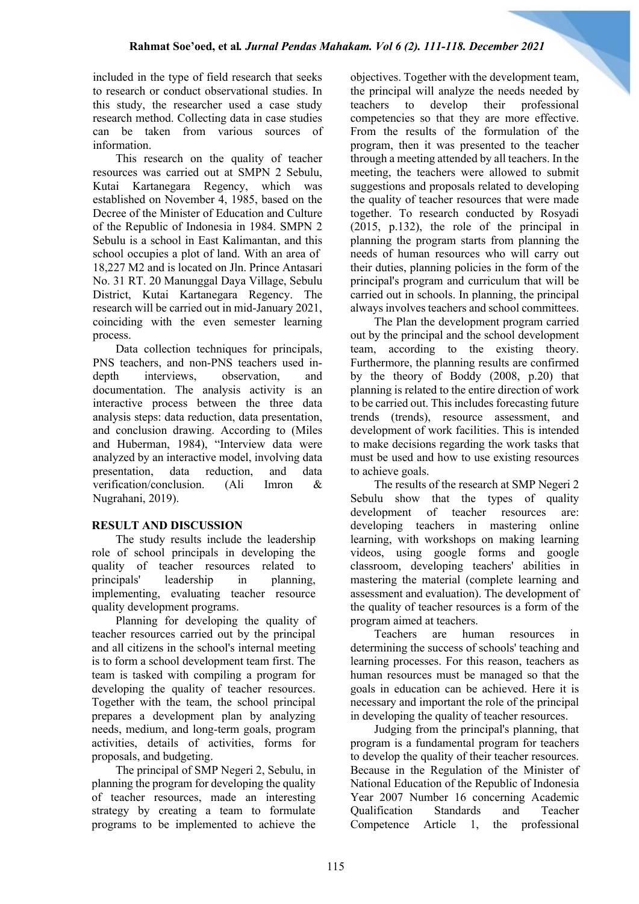included in the type of field research that seeks to research or conduct observational studies. In this study, the researcher used a case study research method. Collecting data in case studies can be taken from various sources of information.

This research on the quality of teacher resources was carried out at SMPN 2 Sebulu, Kutai Kartanegara Regency, which was established on November 4, 1985, based on the Decree of the Minister of Education and Culture of the Republic of Indonesia in 1984. SMPN 2 Sebulu is a school in East Kalimantan, and this school occupies a plot of land. With an area of 18,227 M2 and is located on Jln. Prince Antasari No. 31 RT. 20 Manunggal Daya Village, Sebulu District, Kutai Kartanegara Regency. The research will be carried out in mid-January 2021, coinciding with the even semester learning process.

Data collection techniques for principals, PNS teachers, and non-PNS teachers used in-depth interviews, observation, and documentation. The analysis activity is an interactive process between the three data analysis steps: data reduction, data presentation, and conclusion drawing. According to (Miles and Huberman, 1984), "Interview data were analyzed by an interactive model, involving data presentation, data reduction, and data verification/conclusion. (Ali Imron & Nugrahani, 2019).

## RESULT AND DISCUSSION

The study results include the leadership role of school principals in developing the quality of teacher resources related to principals' leadership in planning, implementing, evaluating teacher resource quality development programs.

Planning for developing the quality of teacher resources carried out by the principal and all citizens in the school's internal meeting is to form a school development team first. The team is tasked with compiling a program for developing the quality of teacher resources. Together with the team, the school principal prepares a development plan by analyzing needs, medium, and long-term goals, program activities, details of activities, forms for proposals, and budgeting.

The principal of SMP Negeri 2, Sebulu, in planning the program for developing the quality of teacher resources, made an interesting strategy by creating a team to formulate programs to be implemented to achieve the objectives. Together with the development team, the principal will analyze the needs needed by teachers to develop their professional competencies so that they are more effective. From the results of the formulation of the program, then it was presented to the teacher through a meeting attended by all teachers. In the meeting, the teachers were allowed to submit suggestions and proposals related to developing the quality of teacher resources that were made together. To research conducted by Rosyadi (2015, p.132), the role of the principal in planning the program starts from planning the needs of human resources who will carry out their duties, planning policies in the form of the principal's program and curriculum that will be carried out in schools. In planning, the principal always involves teachers and school committees.

The Plan the development program carried out by the principal and the school development team, according to the existing theory. Furthermore, the planning results are confirmed by the theory of Boddy (2008, p.20) that planning is related to the entire direction of work to be carried out. This includes forecasting future trends (trends), resource assessment, and development of work facilities. This is intended to make decisions regarding the work tasks that must be used and how to use existing resources to achieve goals.

The results of the research at SMP Negeri 2 Sebulu show that the types of quality development of teacher resources are: developing teachers in mastering online learning, with workshops on making learning videos, using google forms and google classroom, developing teachers' abilities in mastering the material (complete learning and assessment and evaluation). The development of the quality of teacher resources is a form of the program aimed at teachers.

Teachers are human resources in determining the success of schools' teaching and learning processes. For this reason, teachers as human resources must be managed so that the goals in education can be achieved. Here it is necessary and important the role of the principal in developing the quality of teacher resources.

Judging from the principal's planning, that program is a fundamental program for teachers to develop the quality of their teacher resources. Because in the Regulation of the Minister of National Education of the Republic of Indonesia Year 2007 Number 16 concerning Academic Qualification Standards and Teacher Competence Article 1, the professional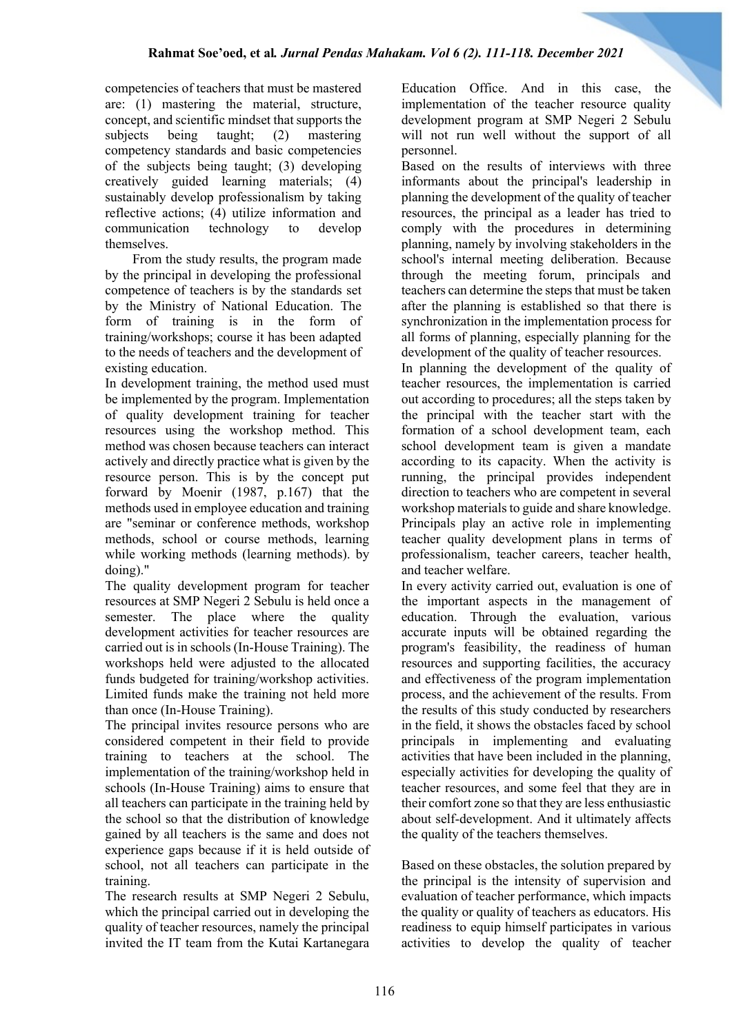competencies of teachers that must be mastered are: (1) mastering the material, structure, concept, and scientific mindset that supports the subjects being taught; (2) mastering competency standards and basic competencies of the subjects being taught; (3) developing creatively guided learning materials; (4) sustainably develop professionalism by taking reflective actions; (4) utilize information and communication technology to develop themselves.

From the study results, the program made by the principal in developing the professional competence of teachers is by the standards set by the Ministry of National Education. The form of training is in the form of training/workshops; course it has been adapted to the needs of teachers and the development of existing education.

In development training, the method used must be implemented by the program. Implementation of quality development training for teacher resources using the workshop method. This method was chosen because teachers can interact actively and directly practice what is given by the resource person. This is by the concept put forward by Moenir (1987, p.167) that the methods used in employee education and training are "seminar or conference methods, workshop methods, school or course methods, learning while working methods (learning methods). by doing)."

The quality development program for teacher resources at SMP Negeri 2 Sebulu is held once a semester. The place where the quality development activities for teacher resources are carried out is in schools (In-House Training). The workshops held were adjusted to the allocated funds budgeted for training/workshop activities. Limited funds make the training not held more than once (In-House Training).

The principal invites resource persons who are considered competent in their field to provide training to teachers at the school. The implementation of the training/workshop held in schools (In-House Training) aims to ensure that all teachers can participate in the training held by the school so that the distribution of knowledge gained by all teachers is the same and does not experience gaps because if it is held outside of school, not all teachers can participate in the training.

The research results at SMP Negeri 2 Sebulu, which the principal carried out in developing the quality of teacher resources, namely the principal invited the IT team from the Kutai Kartanegara Education Office. And in this case, the implementation of the teacher resource quality development program at SMP Negeri 2 Sebulu will not run well without the support of all personnel.

Based on the results of interviews with three informants about the principal's leadership in planning the development of the quality of teacher resources, the principal as a leader has tried to comply with the procedures in determining planning, namely by involving stakeholders in the school's internal meeting deliberation. Because through the meeting forum, principals and teachers can determine the steps that must be taken after the planning is established so that there is synchronization in the implementation process for all forms of planning, especially planning for the development of the quality of teacher resources.

In planning the development of the quality of teacher resources, the implementation is carried out according to procedures; all the steps taken by the principal with the teacher start with the formation of a school development team, each school development team is given a mandate according to its capacity. When the activity is running, the principal provides independent direction to teachers who are competent in several workshop materials to guide and share knowledge. Principals play an active role in implementing teacher quality development plans in terms of professionalism, teacher careers, teacher health, and teacher welfare.

In every activity carried out, evaluation is one of the important aspects in the management of education. Through the evaluation, various accurate inputs will be obtained regarding the program's feasibility, the readiness of human resources and supporting facilities, the accuracy and effectiveness of the program implementation process, and the achievement of the results. From the results of this study conducted by researchers in the field, it shows the obstacles faced by school principals in implementing and evaluating activities that have been included in the planning, especially activities for developing the quality of teacher resources, and some feel that they are in their comfort zone so that they are less enthusiastic about self-development. And it ultimately affects the quality of the teachers themselves.

Based on these obstacles, the solution prepared by the principal is the intensity of supervision and evaluation of teacher performance, which impacts the quality or quality of teachers as educators. His readiness to equip himself participates in various activities to develop the quality of teacher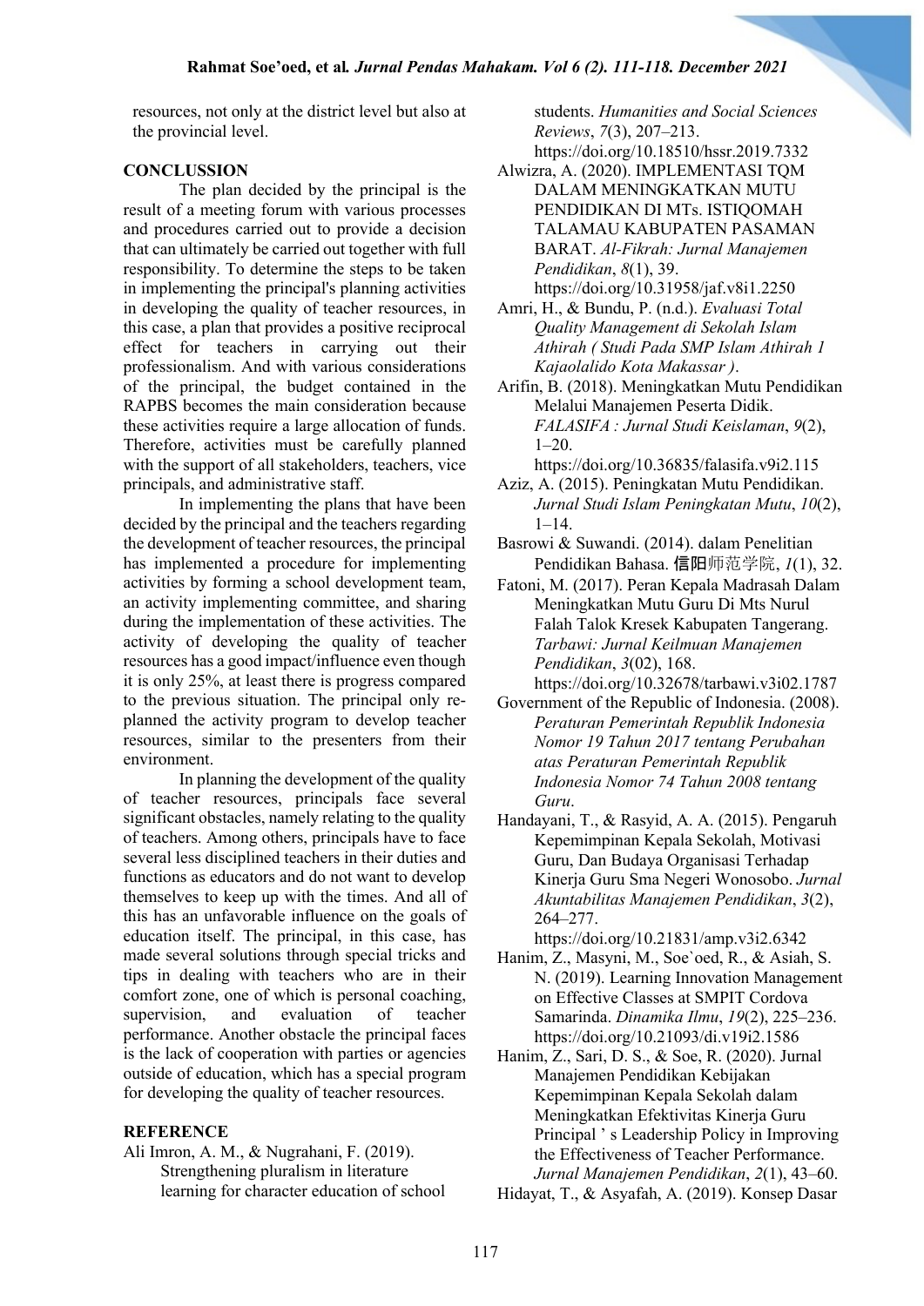resources, not only at the district level but also at the provincial level.

## CONCLUSSION

The plan decided by the principal is the result of a meeting forum with various processes and procedures carried out to provide a decision that can ultimately be carried out together with full responsibility. To determine the steps to be taken in implementing the principal's planning activities in developing the quality of teacher resources, in this case, a plan that provides a positive reciprocal effect for teachers in carrying out their professionalism. And with various considerations of the principal, the budget contained in the RAPBS becomes the main consideration because these activities require a large allocation of funds. Therefore, activities must be carefully planned with the support of all stakeholders, teachers, vice principals, and administrative staff.

In implementing the plans that have been decided by the principal and the teachers regarding the development of teacher resources, the principal has implemented a procedure for implementing activities by forming a school development team, an activity implementing committee, and sharing during the implementation of these activities. The activity of developing the quality of teacher resources has a good impact/influence even though it is only 25%, at least there is progress compared to the previous situation. The principal only re-planned the activity program to develop teacher resources, similar to the presenters from their environment.

In planning the development of the quality of teacher resources, principals face several significant obstacles, namely relating to the quality of teachers. Among others, principals have to face several less disciplined teachers in their duties and functions as educators and do not want to develop themselves to keep up with the times. And all of this has an unfavorable influence on the goals of education itself. The principal, in this case, has made several solutions through special tricks and tips in dealing with teachers who are in their comfort zone, one of which is personal coaching, supervision, and evaluation of teacher performance. Another obstacle the principal faces is the lack of cooperation with parties or agencies outside of education, which has a special program for developing the quality of teacher resources.

## REFERENCE

Ali Imron, A. M., & Nugrahani, F. (2019). Strengthening pluralism in literature learning for character education of school students. *Humanities and Social Sciences Reviews*, *7*(3), 207–213. https://doi.org/10.18510/hssr.2019.7332

Alwizra, A. (2020). IMPLEMENTASI TQM DALAM MENINGKATKAN MUTU PENDIDIKAN DI MTs. ISTIQOMAH TALAMAU KABUPATEN PASAMAN BARAT. *Al-Fikrah: Jurnal Manajemen Pendidikan*, *8*(1), 39. https://doi.org/10.31958/jaf.v8i1.2250

Amri, H., & Bundu, P. (n.d.). *Evaluasi Total Quality Management di Sekolah Islam Athirah ( Studi Pada SMP Islam Athirah 1 Kajaolalido Kota Makassar )*.

Arifin, B. (2018). Meningkatkan Mutu Pendidikan Melalui Manajemen Peserta Didik. *FALASIFA : Jurnal Studi Keislaman*, *9*(2), 1–20. https://doi.org/10.36835/falasifa.v9i2.115

Aziz, A. (2015). Peningkatan Mutu Pendidikan. *Jurnal Studi Islam Peningkatan Mutu*, *10*(2), 1–14.

Basrowi & Suwandi. (2014). dalam Penelitian Pendidikan Bahasa. *信阳师范学院*, *1*(1), 32.

Fatoni, M. (2017). Peran Kepala Madrasah Dalam Meningkatkan Mutu Guru Di Mts Nurul Falah Talok Kresek Kabupaten Tangerang. *Tarbawi: Jurnal Keilmuan Manajemen Pendidikan*, *3*(02), 168. https://doi.org/10.32678/tarbawi.v3i02.1787

Government of the Republic of Indonesia. (2008). *Peraturan Pemerintah Republik Indonesia Nomor 19 Tahun 2017 tentang Perubahan atas Peraturan Pemerintah Republik Indonesia Nomor 74 Tahun 2008 tentang Guru*.

Handayani, T., & Rasyid, A. A. (2015). Pengaruh Kepemimpinan Kepala Sekolah, Motivasi Guru, Dan Budaya Organisasi Terhadap Kinerja Guru Sma Negeri Wonosobo. *Jurnal Akuntabilitas Manajemen Pendidikan*, *3*(2), 264–277. https://doi.org/10.21831/amp.v3i2.6342

Hanim, Z., Masyni, M., Soe`oed, R., & Asiah, S. N. (2019). Learning Innovation Management on Effective Classes at SMPIT Cordova Samarinda. *Dinamika Ilmu*, *19*(2), 225–236. https://doi.org/10.21093/di.v19i2.1586

Hanim, Z., Sari, D. S., & Soe, R. (2020). Jurnal Manajemen Pendidikan Kebijakan Kepemimpinan Kepala Sekolah dalam Meningkatkan Efektivitas Kinerja Guru Principal ' s Leadership Policy in Improving the Effectiveness of Teacher Performance. *Jurnal Manajemen Pendidikan*, *2*(1), 43–60.

Hidayat, T., & Asyafah, A. (2019). Konsep Dasar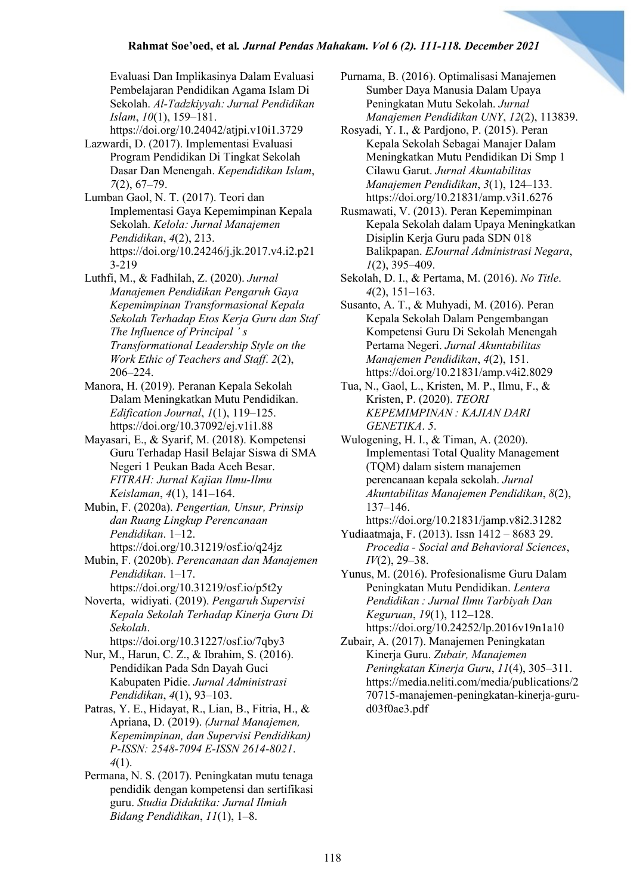Evaluasi Dan Implikasinya Dalam Evaluasi Pembelajaran Pendidikan Agama Islam Di Sekolah. *Al-Tadzkiyyah: Jurnal Pendidikan Islam*, *10*(1), 159–181. https://doi.org/10.24042/atjpi.v10i1.3729

Lazwardi, D. (2017). Implementasi Evaluasi Program Pendidikan Di Tingkat Sekolah Dasar Dan Menengah. *Kependidikan Islam*, *7*(2), 67–79.

Lumban Gaol, N. T. (2017). Teori dan Implementasi Gaya Kepemimpinan Kepala Sekolah. *Kelola: Jurnal Manajemen Pendidikan*, *4*(2), 213. https://doi.org/10.24246/j.jk.2017.v4.i2.p213-219

Luthfi, M., & Fadhilah, Z. (2020). *Jurnal Manajemen Pendidikan Pengaruh Gaya Kepemimpinan Transformasional Kepala Sekolah Terhadap Etos Kerja Guru dan Staf The Influence of Principal ' s Transformational Leadership Style on the Work Ethic of Teachers and Staff*. *2*(2), 206–224.

Manora, H. (2019). Peranan Kepala Sekolah Dalam Meningkatkan Mutu Pendidikan. *Edification Journal*, *1*(1), 119–125. https://doi.org/10.37092/ej.v1i1.88

Mayasari, E., & Syarif, M. (2018). Kompetensi Guru Terhadap Hasil Belajar Siswa di SMA Negeri 1 Peukan Bada Aceh Besar. *FITRAH: Jurnal Kajian Ilmu-Ilmu Keislaman*, *4*(1), 141–164.

Mubin, F. (2020a). *Pengertian, Unsur, Prinsip dan Ruang Lingkup Perencanaan Pendidikan*. 1–12. https://doi.org/10.31219/osf.io/q24jz

Mubin, F. (2020b). *Perencanaan dan Manajemen Pendidikan*. 1–17. https://doi.org/10.31219/osf.io/p5t2y

Noverta, widiyati. (2019). *Pengaruh Supervisi Kepala Sekolah Terhadap Kinerja Guru Di Sekolah*. https://doi.org/10.31227/osf.io/7qby3

Nur, M., Harun, C. Z., & Ibrahim, S. (2016). Pendidikan Pada Sdn Dayah Guci Kabupaten Pidie. *Jurnal Administrasi Pendidikan*, *4*(1), 93–103.

Patras, Y. E., Hidayat, R., Lian, B., Fitria, H., & Apriana, D. (2019). *(Jurnal Manajemen, Kepemimpinan, dan Supervisi Pendidikan) P-ISSN: 2548-7094 E-ISSN 2614-8021*. *4*(1).

Permana, N. S. (2017). Peningkatan mutu tenaga pendidik dengan kompetensi dan sertifikasi guru. *Studia Didaktika: Jurnal Ilmiah Bidang Pendidikan*, *11*(1), 1–8.

Purnama, B. (2016). Optimalisasi Manajemen Sumber Daya Manusia Dalam Upaya Peningkatan Mutu Sekolah. *Jurnal Manajemen Pendidikan UNY*, *12*(2), 113839.

Rosyadi, Y. I., & Pardjono, P. (2015). Peran Kepala Sekolah Sebagai Manajer Dalam Meningkatkan Mutu Pendidikan Di Smp 1 Cilawu Garut. *Jurnal Akuntabilitas Manajemen Pendidikan*, *3*(1), 124–133. https://doi.org/10.21831/amp.v3i1.6276

Rusmawati, V. (2013). Peran Kepemimpinan Kepala Sekolah dalam Upaya Meningkatkan Disiplin Kerja Guru pada SDN 018 Balikpapan. *EJournal Administrasi Negara*, *1*(2), 395–409.

Sekolah, D. I., & Pertama, M. (2016). *No Title*. *4*(2), 151–163.

Susanto, A. T., & Muhyadi, M. (2016). Peran Kepala Sekolah Dalam Pengembangan Kompetensi Guru Di Sekolah Menengah Pertama Negeri. *Jurnal Akuntabilitas Manajemen Pendidikan*, *4*(2), 151. https://doi.org/10.21831/amp.v4i2.8029

Tua, N., Gaol, L., Kristen, M. P., Ilmu, F., & Kristen, P. (2020). *TEORI KEPEMIMPINAN : KAJIAN DARI GENETIKA*. *5*.

Wulogening, H. I., & Timan, A. (2020). Implementasi Total Quality Management (TQM) dalam sistem manajemen perencanaan kepala sekolah. *Jurnal Akuntabilitas Manajemen Pendidikan*, *8*(2), 137–146. https://doi.org/10.21831/jamp.v8i2.31282

Yudiaatmaja, F. (2013). Issn 1412 – 8683 29. *Procedia - Social and Behavioral Sciences*, *IV*(2), 29–38.

Yunus, M. (2016). Profesionalisme Guru Dalam Peningkatan Mutu Pendidikan. *Lentera Pendidikan : Jurnal Ilmu Tarbiyah Dan Keguruan*, *19*(1), 112–128. https://doi.org/10.24252/lp.2016v19n1a10

Zubair, A. (2017). Manajemen Peningkatan Kinerja Guru. *Zubair, Manajemen Peningkatan Kinerja Guru*, *11*(4), 305–311. https://media.neliti.com/media/publications/270715-manajemen-peningkatan-kinerja-guru-d03f0ae3.pdf